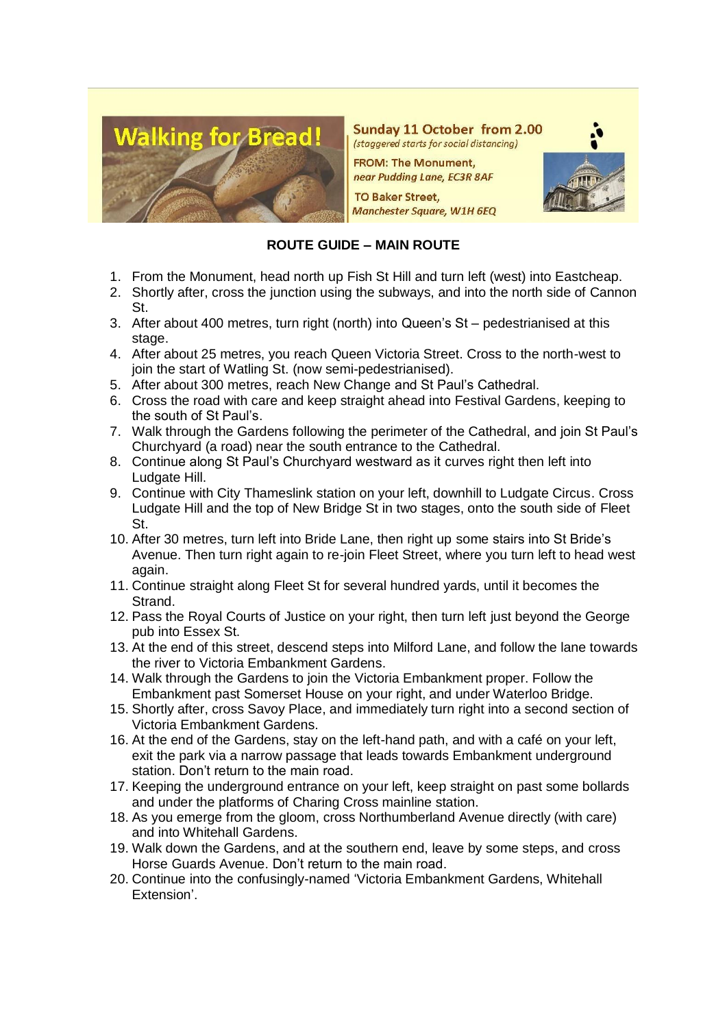# Walking for Bread!

**Sunday 11 October from 2.00**
*(staggered starts for social distancing)*

**FROM: The Monument,**
*near Pudding Lane, EC3R 8AF*

**TO Baker Street,**
*Manchester Square, W1H 6EQ*

## ROUTE GUIDE – MAIN ROUTE

1. From the Monument, head north up Fish St Hill and turn left (west) into Eastcheap.
2. Shortly after, cross the junction using the subways, and into the north side of Cannon St.
3. After about 400 metres, turn right (north) into Queen's St – pedestrianised at this stage.
4. After about 25 metres, you reach Queen Victoria Street. Cross to the north-west to join the start of Watling St. (now semi-pedestrianised).
5. After about 300 metres, reach New Change and St Paul's Cathedral.
6. Cross the road with care and keep straight ahead into Festival Gardens, keeping to the south of St Paul's.
7. Walk through the Gardens following the perimeter of the Cathedral, and join St Paul's Churchyard (a road) near the south entrance to the Cathedral.
8. Continue along St Paul's Churchyard westward as it curves right then left into Ludgate Hill.
9. Continue with City Thameslink station on your left, downhill to Ludgate Circus. Cross Ludgate Hill and the top of New Bridge St in two stages, onto the south side of Fleet St.
10. After 30 metres, turn left into Bride Lane, then right up some stairs into St Bride's Avenue. Then turn right again to re-join Fleet Street, where you turn left to head west again.
11. Continue straight along Fleet St for several hundred yards, until it becomes the Strand.
12. Pass the Royal Courts of Justice on your right, then turn left just beyond the George pub into Essex St.
13. At the end of this street, descend steps into Milford Lane, and follow the lane towards the river to Victoria Embankment Gardens.
14. Walk through the Gardens to join the Victoria Embankment proper. Follow the Embankment past Somerset House on your right, and under Waterloo Bridge.
15. Shortly after, cross Savoy Place, and immediately turn right into a second section of Victoria Embankment Gardens.
16. At the end of the Gardens, stay on the left-hand path, and with a café on your left, exit the park via a narrow passage that leads towards Embankment underground station. Don't return to the main road.
17. Keeping the underground entrance on your left, keep straight on past some bollards and under the platforms of Charing Cross mainline station.
18. As you emerge from the gloom, cross Northumberland Avenue directly (with care) and into Whitehall Gardens.
19. Walk down the Gardens, and at the southern end, leave by some steps, and cross Horse Guards Avenue. Don't return to the main road.
20. Continue into the confusingly-named 'Victoria Embankment Gardens, Whitehall Extension'.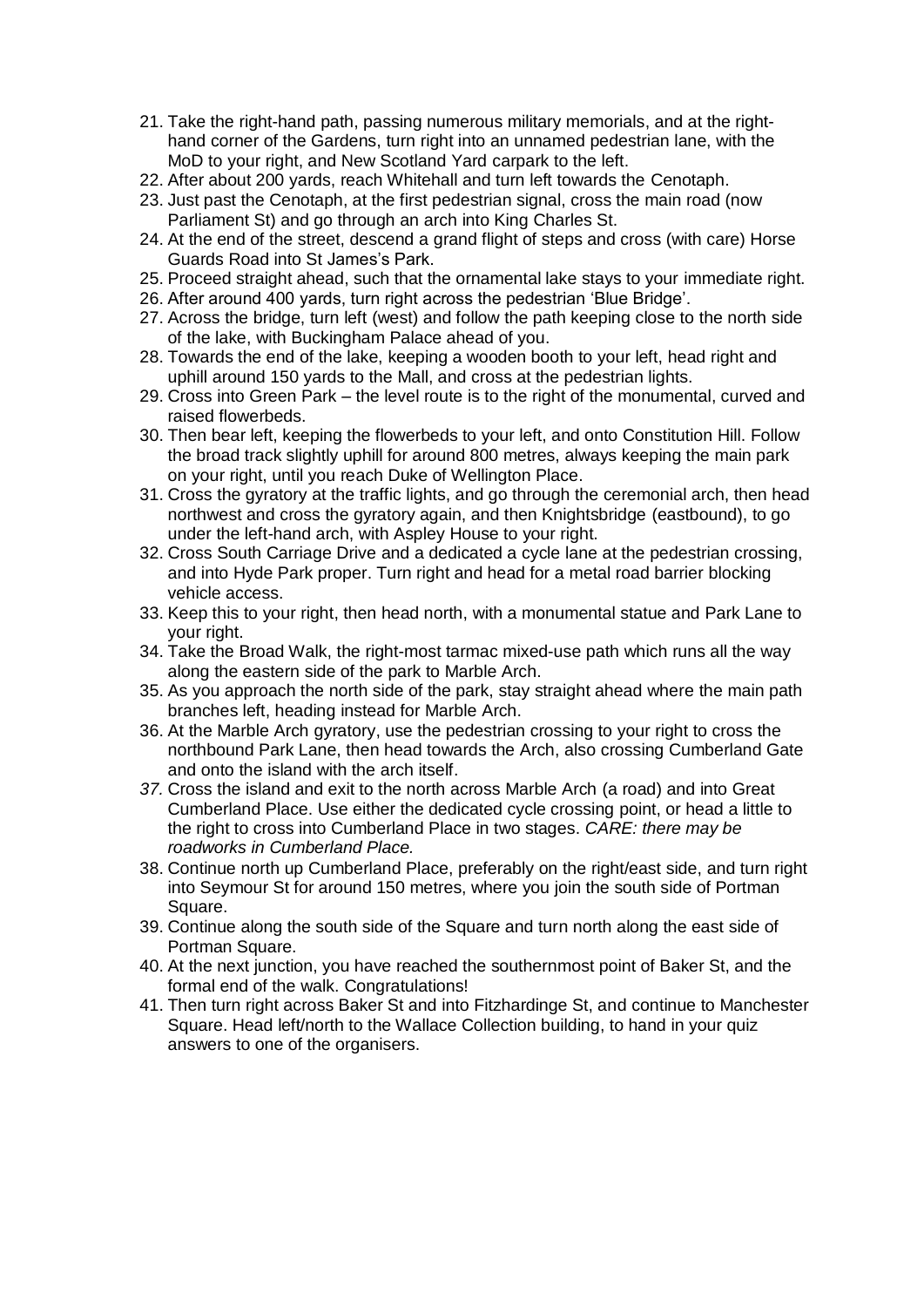21. Take the right-hand path, passing numerous military memorials, and at the right-hand corner of the Gardens, turn right into an unnamed pedestrian lane, with the MoD to your right, and New Scotland Yard carpark to the left.
22. After about 200 yards, reach Whitehall and turn left towards the Cenotaph.
23. Just past the Cenotaph, at the first pedestrian signal, cross the main road (now Parliament St) and go through an arch into King Charles St.
24. At the end of the street, descend a grand flight of steps and cross (with care) Horse Guards Road into St James's Park.
25. Proceed straight ahead, such that the ornamental lake stays to your immediate right.
26. After around 400 yards, turn right across the pedestrian 'Blue Bridge'.
27. Across the bridge, turn left (west) and follow the path keeping close to the north side of the lake, with Buckingham Palace ahead of you.
28. Towards the end of the lake, keeping a wooden booth to your left, head right and uphill around 150 yards to the Mall, and cross at the pedestrian lights.
29. Cross into Green Park – the level route is to the right of the monumental, curved and raised flowerbeds.
30. Then bear left, keeping the flowerbeds to your left, and onto Constitution Hill. Follow the broad track slightly uphill for around 800 metres, always keeping the main park on your right, until you reach Duke of Wellington Place.
31. Cross the gyratory at the traffic lights, and go through the ceremonial arch, then head northwest and cross the gyratory again, and then Knightsbridge (eastbound), to go under the left-hand arch, with Aspley House to your right.
32. Cross South Carriage Drive and a dedicated a cycle lane at the pedestrian crossing, and into Hyde Park proper. Turn right and head for a metal road barrier blocking vehicle access.
33. Keep this to your right, then head north, with a monumental statue and Park Lane to your right.
34. Take the Broad Walk, the right-most tarmac mixed-use path which runs all the way along the eastern side of the park to Marble Arch.
35. As you approach the north side of the park, stay straight ahead where the main path branches left, heading instead for Marble Arch.
36. At the Marble Arch gyratory, use the pedestrian crossing to your right to cross the northbound Park Lane, then head towards the Arch, also crossing Cumberland Gate and onto the island with the arch itself.
37. Cross the island and exit to the north across Marble Arch (a road) and into Great Cumberland Place. Use either the dedicated cycle crossing point, or head a little to the right to cross into Cumberland Place in two stages. *CARE: there may be roadworks in Cumberland Place.*
38. Continue north up Cumberland Place, preferably on the right/east side, and turn right into Seymour St for around 150 metres, where you join the south side of Portman Square.
39. Continue along the south side of the Square and turn north along the east side of Portman Square.
40. At the next junction, you have reached the southernmost point of Baker St, and the formal end of the walk. Congratulations!
41. Then turn right across Baker St and into Fitzhardinge St, and continue to Manchester Square. Head left/north to the Wallace Collection building, to hand in your quiz answers to one of the organisers.